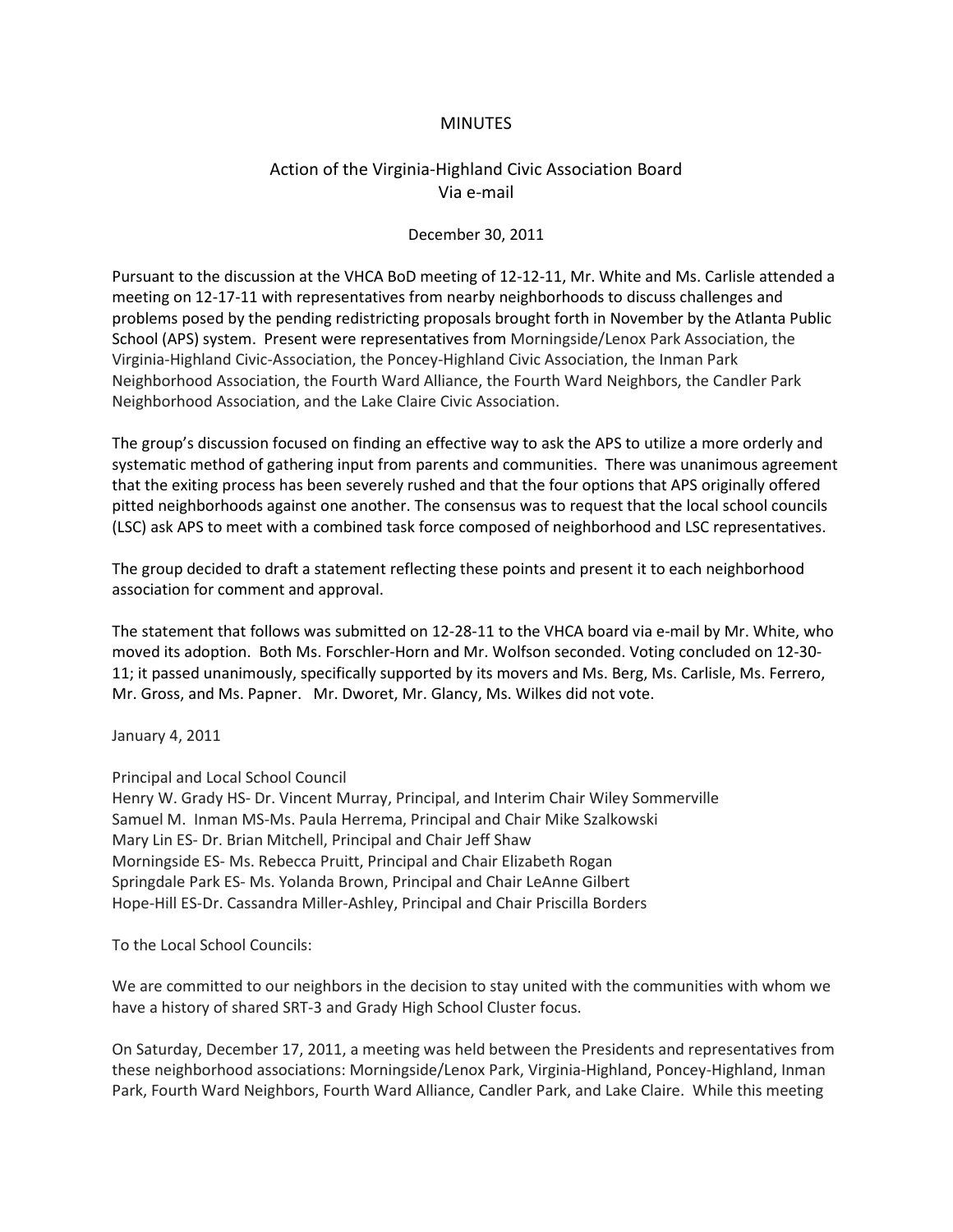# MINUTES

## Action of the Virginia-Highland Civic Association Board
Via e-mail

December 30, 2011

Pursuant to the discussion at the VHCA BoD meeting of 12-12-11, Mr. White and Ms. Carlisle attended a meeting on 12-17-11 with representatives from nearby neighborhoods to discuss challenges and problems posed by the pending redistricting proposals brought forth in November by the Atlanta Public School (APS) system. Present were representatives from Morningside/Lenox Park Association, the Virginia-Highland Civic-Association, the Poncey-Highland Civic Association, the Inman Park Neighborhood Association, the Fourth Ward Alliance, the Fourth Ward Neighbors, the Candler Park Neighborhood Association, and the Lake Claire Civic Association.

The group's discussion focused on finding an effective way to ask the APS to utilize a more orderly and systematic method of gathering input from parents and communities. There was unanimous agreement that the exiting process has been severely rushed and that the four options that APS originally offered pitted neighborhoods against one another. The consensus was to request that the local school councils (LSC) ask APS to meet with a combined task force composed of neighborhood and LSC representatives.

The group decided to draft a statement reflecting these points and present it to each neighborhood association for comment and approval.

The statement that follows was submitted on 12-28-11 to the VHCA board via e-mail by Mr. White, who moved its adoption. Both Ms. Forschler-Horn and Mr. Wolfson seconded. Voting concluded on 12-30-11; it passed unanimously, specifically supported by its movers and Ms. Berg, Ms. Carlisle, Ms. Ferrero, Mr. Gross, and Ms. Papner. Mr. Dworet, Mr. Glancy, Ms. Wilkes did not vote.

January 4, 2011

Principal and Local School Council
Henry W. Grady HS- Dr. Vincent Murray, Principal, and Interim Chair Wiley Sommerville
Samuel M. Inman MS-Ms. Paula Herrema, Principal and Chair Mike Szalkowski
Mary Lin ES- Dr. Brian Mitchell, Principal and Chair Jeff Shaw
Morningside ES- Ms. Rebecca Pruitt, Principal and Chair Elizabeth Rogan
Springdale Park ES- Ms. Yolanda Brown, Principal and Chair LeAnne Gilbert
Hope-Hill ES-Dr. Cassandra Miller-Ashley, Principal and Chair Priscilla Borders

To the Local School Councils:

We are committed to our neighbors in the decision to stay united with the communities with whom we have a history of shared SRT-3 and Grady High School Cluster focus.

On Saturday, December 17, 2011, a meeting was held between the Presidents and representatives from these neighborhood associations: Morningside/Lenox Park, Virginia-Highland, Poncey-Highland, Inman Park, Fourth Ward Neighbors, Fourth Ward Alliance, Candler Park, and Lake Claire. While this meeting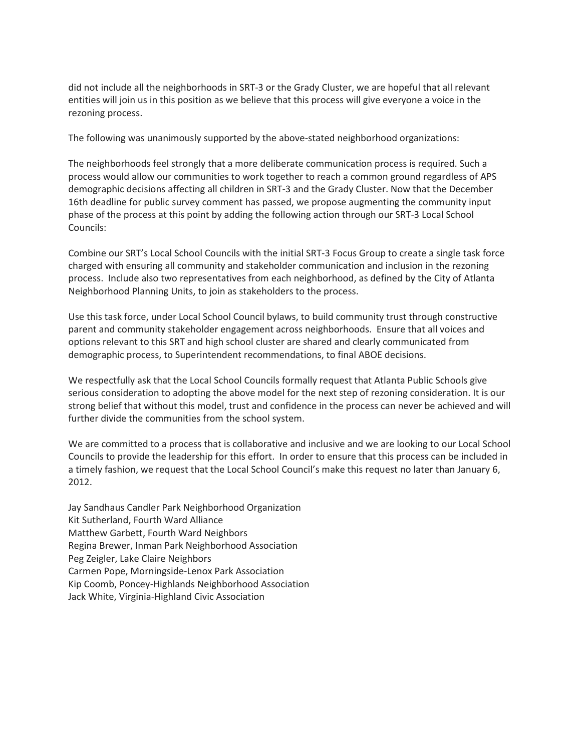did not include all the neighborhoods in SRT-3 or the Grady Cluster, we are hopeful that all relevant entities will join us in this position as we believe that this process will give everyone a voice in the rezoning process.

The following was unanimously supported by the above-stated neighborhood organizations:

The neighborhoods feel strongly that a more deliberate communication process is required. Such a process would allow our communities to work together to reach a common ground regardless of APS demographic decisions affecting all children in SRT-3 and the Grady Cluster. Now that the December 16th deadline for public survey comment has passed, we propose augmenting the community input phase of the process at this point by adding the following action through our SRT-3 Local School Councils:

Combine our SRT's Local School Councils with the initial SRT-3 Focus Group to create a single task force charged with ensuring all community and stakeholder communication and inclusion in the rezoning process. Include also two representatives from each neighborhood, as defined by the City of Atlanta Neighborhood Planning Units, to join as stakeholders to the process.

Use this task force, under Local School Council bylaws, to build community trust through constructive parent and community stakeholder engagement across neighborhoods. Ensure that all voices and options relevant to this SRT and high school cluster are shared and clearly communicated from demographic process, to Superintendent recommendations, to final ABOE decisions.

We respectfully ask that the Local School Councils formally request that Atlanta Public Schools give serious consideration to adopting the above model for the next step of rezoning consideration. It is our strong belief that without this model, trust and confidence in the process can never be achieved and will further divide the communities from the school system.

We are committed to a process that is collaborative and inclusive and we are looking to our Local School Councils to provide the leadership for this effort. In order to ensure that this process can be included in a timely fashion, we request that the Local School Council's make this request no later than January 6, 2012.

Jay Sandhaus Candler Park Neighborhood Organization  
Kit Sutherland, Fourth Ward Alliance  
Matthew Garbett, Fourth Ward Neighbors  
Regina Brewer, Inman Park Neighborhood Association  
Peg Zeigler, Lake Claire Neighbors  
Carmen Pope, Morningside-Lenox Park Association  
Kip Coomb, Poncey-Highlands Neighborhood Association  
Jack White, Virginia-Highland Civic Association